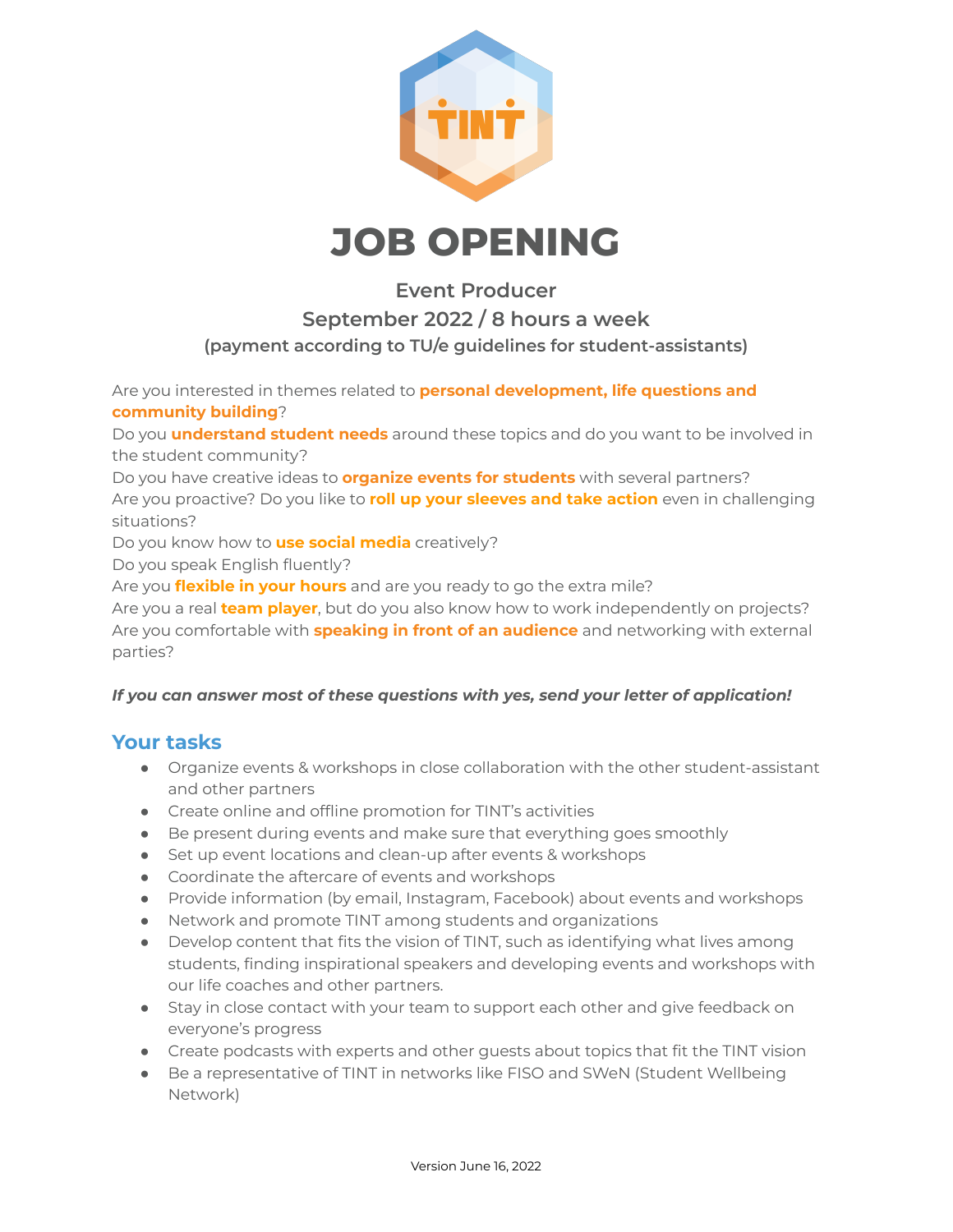# JOB OPENING

### Event Producer
### September 2022 / 8 hours a week
#### (payment according to TU/e guidelines for student-assistants)

Are you interested in themes related to **personal development, life questions and community building**?
Do you **understand student needs** around these topics and do you want to be involved in the student community?
Do you have creative ideas to **organize events for students** with several partners?
Are you proactive? Do you like to **roll up your sleeves and take action** even in challenging situations?
Do you know how to **use social media** creatively?
Do you speak English fluently?
Are you **flexible in your hours** and are you ready to go the extra mile?
Are you a real **team player**, but do you also know how to work independently on projects?
Are you comfortable with **speaking in front of an audience** and networking with external parties?

***If you can answer most of these questions with yes, send your letter of application!***

## Your tasks

- Organize events & workshops in close collaboration with the other student-assistant and other partners
- Create online and offline promotion for TINT's activities
- Be present during events and make sure that everything goes smoothly
- Set up event locations and clean-up after events & workshops
- Coordinate the aftercare of events and workshops
- Provide information (by email, Instagram, Facebook) about events and workshops
- Network and promote TINT among students and organizations
- Develop content that fits the vision of TINT, such as identifying what lives among students, finding inspirational speakers and developing events and workshops with our life coaches and other partners.
- Stay in close contact with your team to support each other and give feedback on everyone's progress
- Create podcasts with experts and other guests about topics that fit the TINT vision
- Be a representative of TINT in networks like FISO and SWeN (Student Wellbeing Network)

Version June 16, 2022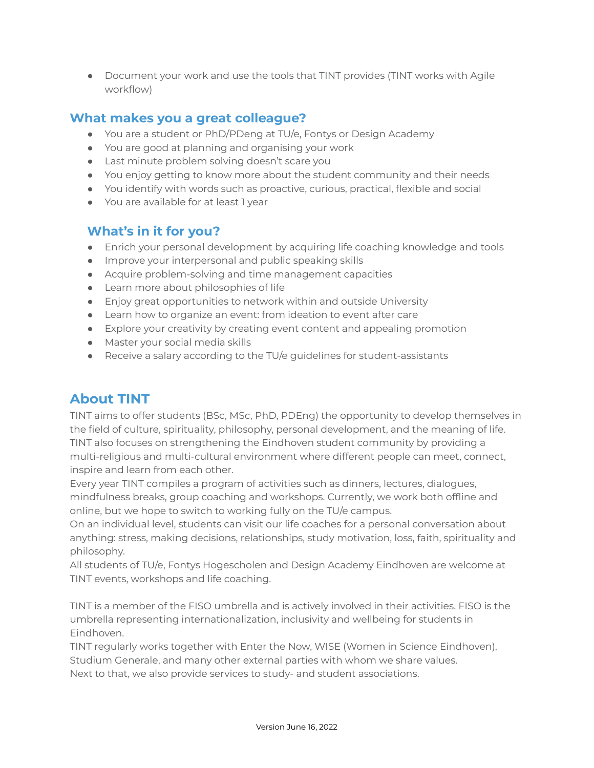- Document your work and use the tools that TINT provides (TINT works with Agile workflow)

## What makes you a great colleague?

- You are a student or PhD/PDeng at TU/e, Fontys or Design Academy
- You are good at planning and organising your work
- Last minute problem solving doesn't scare you
- You enjoy getting to know more about the student community and their needs
- You identify with words such as proactive, curious, practical, flexible and social
- You are available for at least 1 year

## What's in it for you?

- Enrich your personal development by acquiring life coaching knowledge and tools
- Improve your interpersonal and public speaking skills
- Acquire problem-solving and time management capacities
- Learn more about philosophies of life
- Enjoy great opportunities to network within and outside University
- Learn how to organize an event: from ideation to event after care
- Explore your creativity by creating event content and appealing promotion
- Master your social media skills
- Receive a salary according to the TU/e guidelines for student-assistants

## About TINT

TINT aims to offer students (BSc, MSc, PhD, PDEng) the opportunity to develop themselves in the field of culture, spirituality, philosophy, personal development, and the meaning of life. TINT also focuses on strengthening the Eindhoven student community by providing a multi-religious and multi-cultural environment where different people can meet, connect, inspire and learn from each other.
Every year TINT compiles a program of activities such as dinners, lectures, dialogues, mindfulness breaks, group coaching and workshops. Currently, we work both offline and online, but we hope to switch to working fully on the TU/e campus.
On an individual level, students can visit our life coaches for a personal conversation about anything: stress, making decisions, relationships, study motivation, loss, faith, spirituality and philosophy.
All students of TU/e, Fontys Hogescholen and Design Academy Eindhoven are welcome at TINT events, workshops and life coaching.

TINT is a member of the FISO umbrella and is actively involved in their activities. FISO is the umbrella representing internationalization, inclusivity and wellbeing for students in Eindhoven.
TINT regularly works together with Enter the Now, WISE (Women in Science Eindhoven), Studium Generale, and many other external parties with whom we share values.
Next to that, we also provide services to study- and student associations.

Version June 16, 2022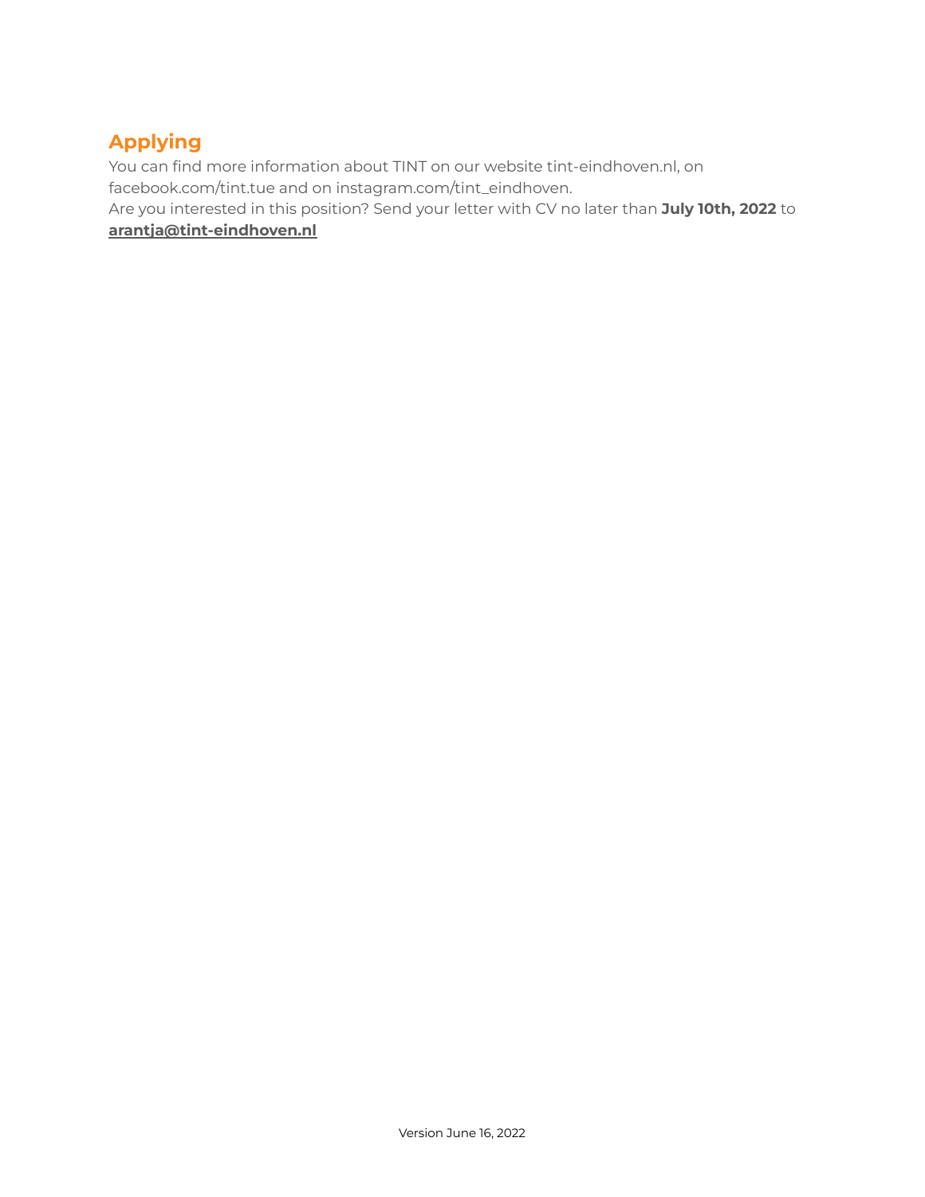## Applying

You can find more information about TINT on our website tint-eindhoven.nl, on facebook.com/tint.tue and on instagram.com/tint_eindhoven.
Are you interested in this position? Send your letter with CV no later than **July 10th, 2022** to **arantja@tint-eindhoven.nl**

Version June 16, 2022